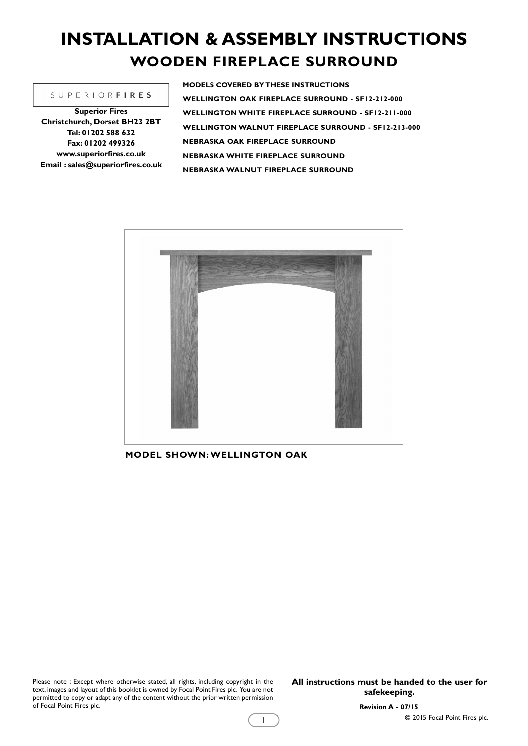# INSTALLATION & ASSEMBLY INSTRUCTIONS

## WOODEN FIREPLACE SURROUND

SUPERIOR**FIRES**

**Superior Fires**
**Christchurch, Dorset BH23 2BT**
**Tel: 01202 588 632**
**Fax: 01202 499326**
**www.superiorfires.co.uk**
**Email : sales@superiorfires.co.uk**

**MODELS COVERED BY THESE INSTRUCTIONS**

**WELLINGTON OAK FIREPLACE SURROUND - SF12-212-000**

**WELLINGTON WHITE FIREPLACE SURROUND - SF12-211-000**

**WELLINGTON WALNUT FIREPLACE SURROUND - SF12-213-000**

**NEBRASKA OAK FIREPLACE SURROUND**

**NEBRASKA WHITE FIREPLACE SURROUND**

**NEBRASKA WALNUT FIREPLACE SURROUND**

**MODEL SHOWN: WELLINGTON OAK**

Please note : Except where otherwise stated, all rights, including copyright in the text, images and layout of this booklet is owned by Focal Point Fires plc. You are not permitted to copy or adapt any of the content without the prior written permission of Focal Point Fires plc.

**All instructions must be handed to the user for safekeeping.**

**Revision A - 07/15**

© 2015 Focal Point Fires plc.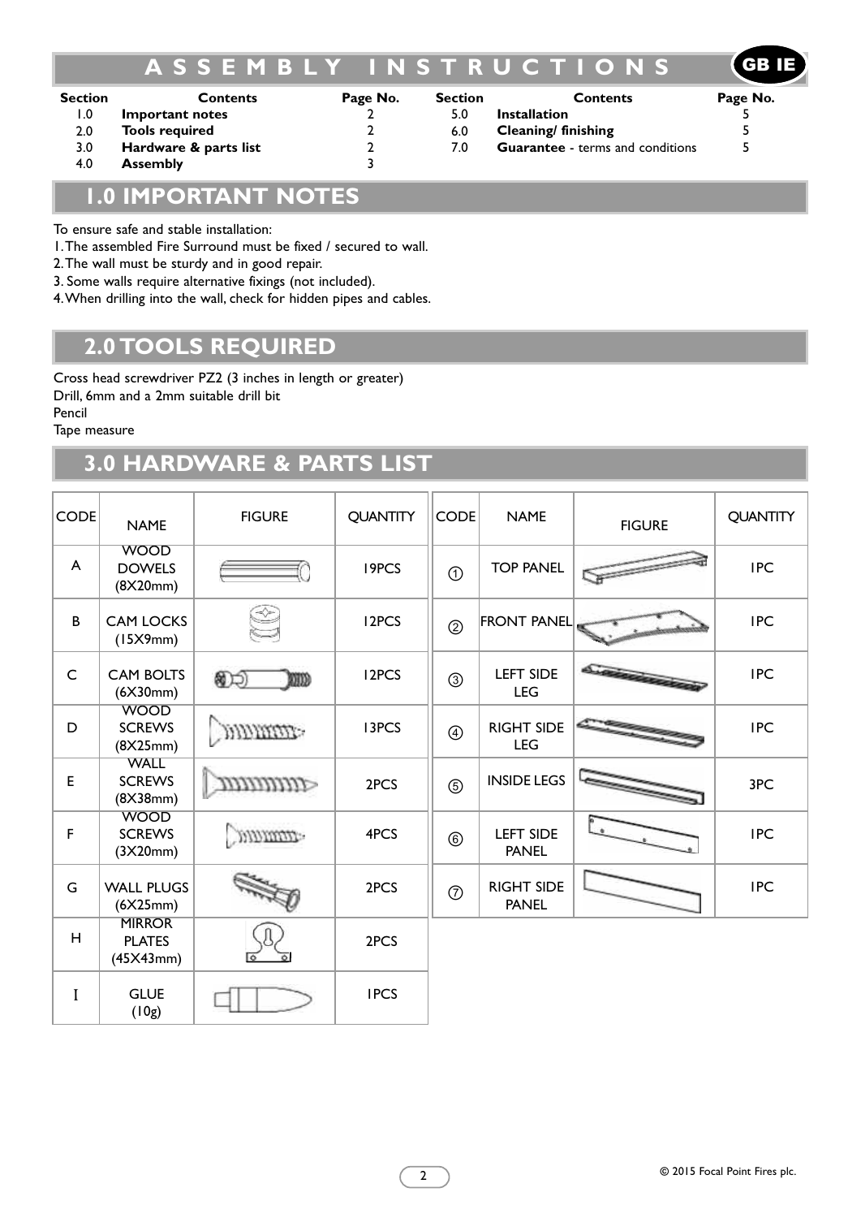# ASSEMBLY INSTRUCTIONS

GB IE

| Section | Contents | Page No. |
|---|---|---|
| 1.0 | **Important notes** | 2 |
| 2.0 | **Tools required** | 2 |
| 3.0 | **Hardware & parts list** | 2 |
| 4.0 | **Assembly** | 3 |
| 5.0 | **Installation** | 5 |
| 6.0 | **Cleaning/ finishing** | 5 |
| 7.0 | **Guarantee** - terms and conditions | 5 |

## 1.0 IMPORTANT NOTES

To ensure safe and stable installation:

1. The assembled Fire Surround must be fixed / secured to wall.
2. The wall must be sturdy and in good repair.
3. Some walls require alternative fixings (not included).
4. When drilling into the wall, check for hidden pipes and cables.

## 2.0 TOOLS REQUIRED

Cross head screwdriver PZ2 (3 inches in length or greater)
Drill, 6mm and a 2mm suitable drill bit
Pencil
Tape measure

## 3.0 HARDWARE & PARTS LIST

| CODE | NAME | FIGURE | QUANTITY |
|---|---|---|---|
| A | WOOD DOWELS (8X20mm) | | 19PCS |
| B | CAM LOCKS (15X9mm) | | 12PCS |
| C | CAM BOLTS (6X30mm) | | 12PCS |
| D | WOOD SCREWS (8X25mm) | | 13PCS |
| E | WALL SCREWS (8X38mm) | | 2PCS |
| F | WOOD SCREWS (3X20mm) | | 4PCS |
| G | WALL PLUGS (6X25mm) | | 2PCS |
| H | MIRROR PLATES (45X43mm) | | 2PCS |
| I | GLUE (10g) | | 1PCS |

| CODE | NAME | FIGURE | QUANTITY |
|---|---|---|---|
| ① | TOP PANEL | | 1PC |
| ② | FRONT PANEL | | 1PC |
| ③ | LEFT SIDE LEG | | 1PC |
| ④ | RIGHT SIDE LEG | | 1PC |
| ⑤ | INSIDE LEGS | | 3PC |
| ⑥ | LEFT SIDE PANEL | | 1PC |
| ⑦ | RIGHT SIDE PANEL | | 1PC |

© 2015 Focal Point Fires plc.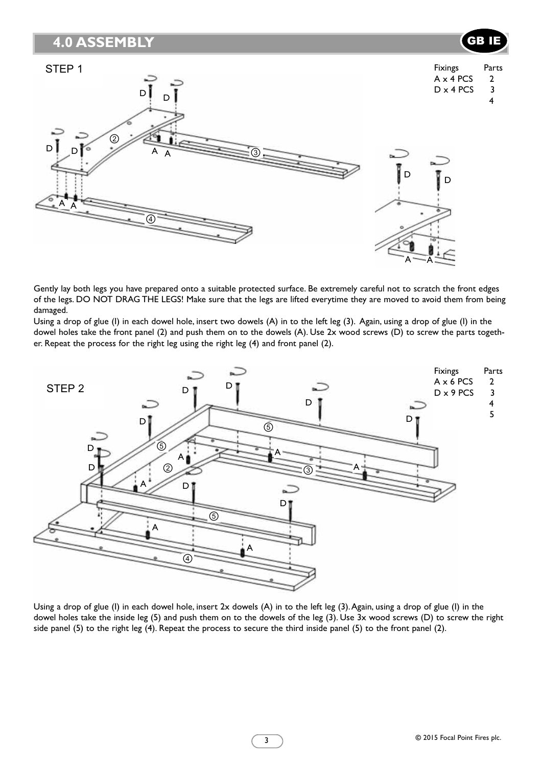# 4.0 ASSEMBLY

GB IE

STEP 1

| Fixings | Parts |
| --- | --- |
| A x 4 PCS | 2 |
| D x 4 PCS | 3 |
| | 4 |

Gently lay both legs you have prepared onto a suitable protected surface. Be extremely careful not to scratch the front edges of the legs. DO NOT DRAG THE LEGS! Make sure that the legs are lifted everytime they are moved to avoid them from being damaged.

Using a drop of glue (I) in each dowel hole, insert two dowels (A) in to the left leg (3). Again, using a drop of glue (I) in the dowel holes take the front panel (2) and push them on to the dowels (A). Use 2x wood screws (D) to screw the parts together. Repeat the process for the right leg using the right leg (4) and front panel (2).

STEP 2

| Fixings | Parts |
| --- | --- |
| A x 6 PCS | 2 |
| D x 9 PCS | 3 |
| | 4 |
| | 5 |

Using a drop of glue (I) in each dowel hole, insert 2x dowels (A) in to the left leg (3). Again, using a drop of glue (I) in the dowel holes take the inside leg (5) and push them on to the dowels of the leg (3). Use 3x wood screws (D) to screw the right side panel (5) to the right leg (4). Repeat the process to secure the third inside panel (5) to the front panel (2).

© 2015 Focal Point Fires plc.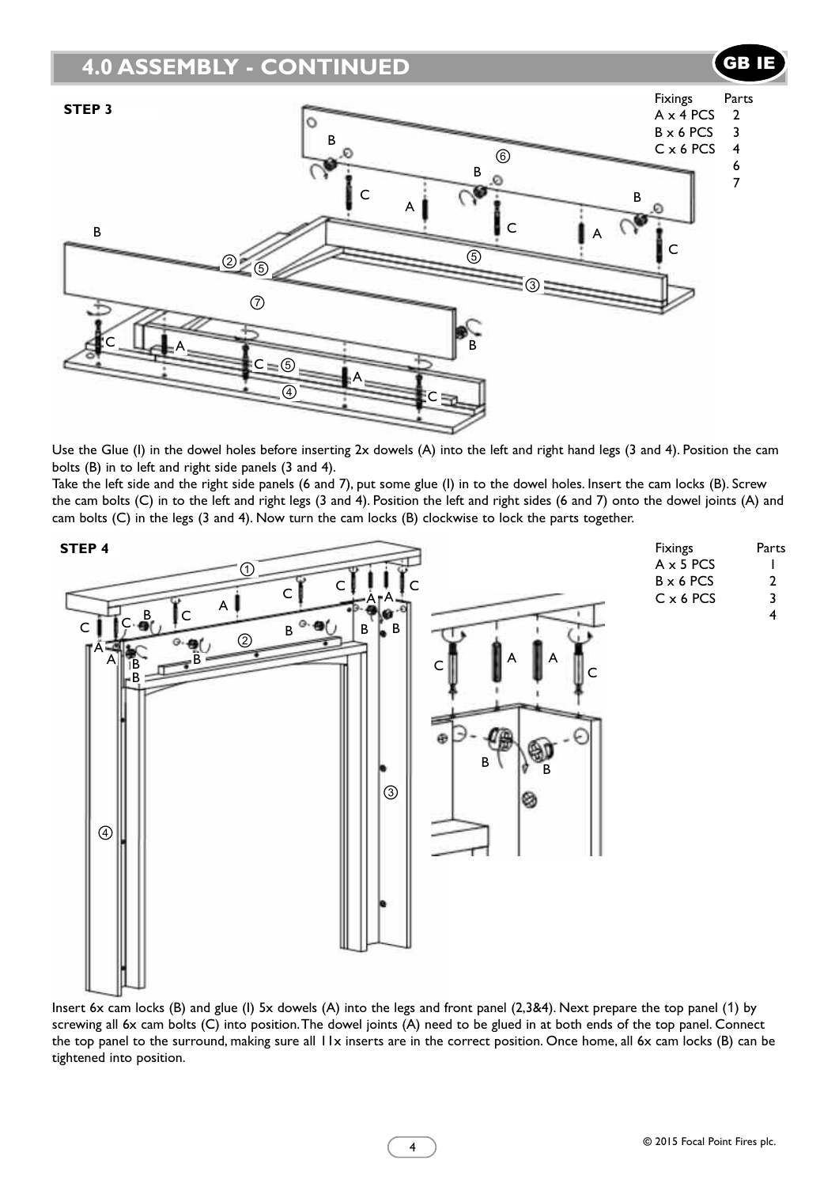## 4.0 ASSEMBLY - CONTINUED

**GB IE**

**STEP 3**

| Fixings | Parts |
| --- | --- |
| A x 4 PCS | 2 |
| B x 6 PCS | 3 |
| C x 6 PCS | 4 |
| | 6 |
| | 7 |

Use the Glue (I) in the dowel holes before inserting 2x dowels (A) into the left and right hand legs (3 and 4). Position the cam bolts (B) in to left and right side panels (3 and 4).

Take the left side and the right side panels (6 and 7), put some glue (I) in to the dowel holes. Insert the cam locks (B). Screw the cam bolts (C) in to the left and right legs (3 and 4). Position the left and right sides (6 and 7) onto the dowel joints (A) and cam bolts (C) in the legs (3 and 4). Now turn the cam locks (B) clockwise to lock the parts together.

**STEP 4**

| Fixings | Parts |
| --- | --- |
| A x 5 PCS | 1 |
| B x 6 PCS | 2 |
| C x 6 PCS | 3 |
| | 4 |

Insert 6x cam locks (B) and glue (I) 5x dowels (A) into the legs and front panel (2,3&4). Next prepare the top panel (1) by screwing all 6x cam bolts (C) into position. The dowel joints (A) need to be glued in at both ends of the top panel. Connect the top panel to the surround, making sure all 11x inserts are in the correct position. Once home, all 6x cam locks (B) can be tightened into position.

© 2015 Focal Point Fires plc.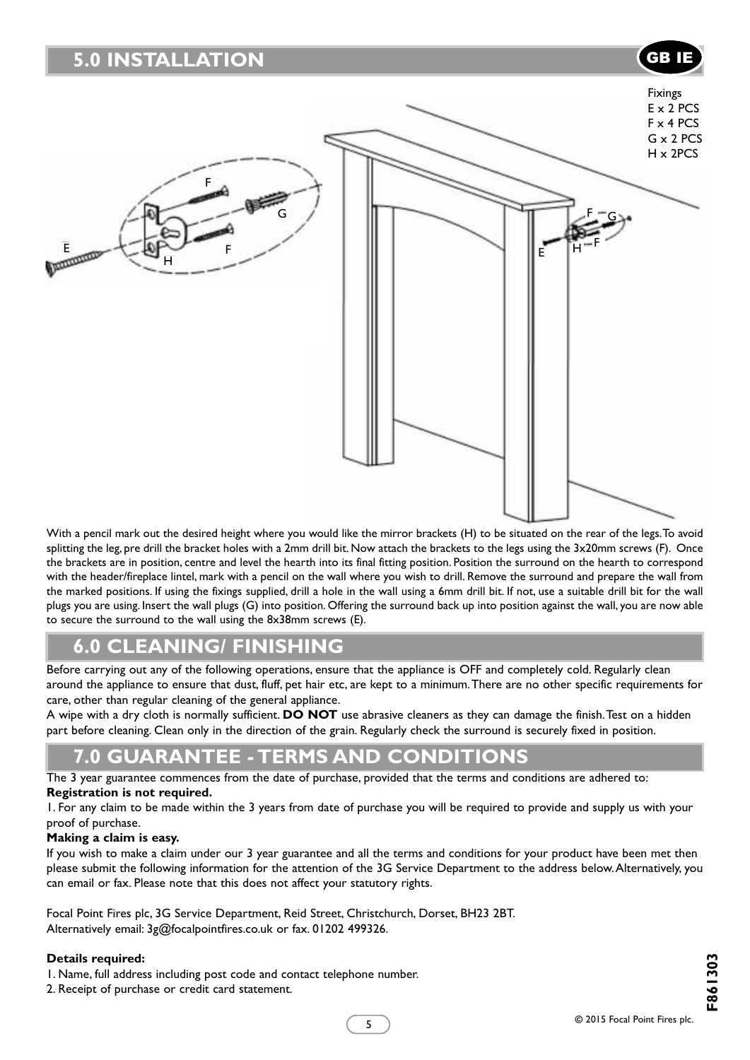# 5.0 INSTALLATION

Fixings
E x 2 PCS
F x 4 PCS
G x 2 PCS
H x 2PCS

With a pencil mark out the desired height where you would like the mirror brackets (H) to be situated on the rear of the legs. To avoid splitting the leg, pre drill the bracket holes with a 2mm drill bit. Now attach the brackets to the legs using the 3x20mm screws (F). Once the brackets are in position, centre and level the hearth into its final fitting position. Position the surround on the hearth to correspond with the header/fireplace lintel, mark with a pencil on the wall where you wish to drill. Remove the surround and prepare the wall from the marked positions. If using the fixings supplied, drill a hole in the wall using a 6mm drill bit. If not, use a suitable drill bit for the wall plugs you are using. Insert the wall plugs (G) into position. Offering the surround back up into position against the wall, you are now able to secure the surround to the wall using the 8x38mm screws (E).

# 6.0 CLEANING/ FINISHING

Before carrying out any of the following operations, ensure that the appliance is OFF and completely cold. Regularly clean around the appliance to ensure that dust, fluff, pet hair etc, are kept to a minimum. There are no other specific requirements for care, other than regular cleaning of the general appliance.

A wipe with a dry cloth is normally sufficient. **DO NOT** use abrasive cleaners as they can damage the finish. Test on a hidden part before cleaning. Clean only in the direction of the grain. Regularly check the surround is securely fixed in position.

# 7.0 GUARANTEE - TERMS AND CONDITIONS

The 3 year guarantee commences from the date of purchase, provided that the terms and conditions are adhered to:

**Registration is not required.**

1. For any claim to be made within the 3 years from date of purchase you will be required to provide and supply us with your proof of purchase.

**Making a claim is easy.**

If you wish to make a claim under our 3 year guarantee and all the terms and conditions for your product have been met then please submit the following information for the attention of the 3G Service Department to the address below. Alternatively, you can email or fax. Please note that this does not affect your statutory rights.

Focal Point Fires plc, 3G Service Department, Reid Street, Christchurch, Dorset, BH23 2BT.
Alternatively email: 3g@focalpointfires.co.uk or fax. 01202 499326.

**Details required:**

1. Name, full address including post code and contact telephone number.
2. Receipt of purchase or credit card statement.

F861303

© 2015 Focal Point Fires plc.